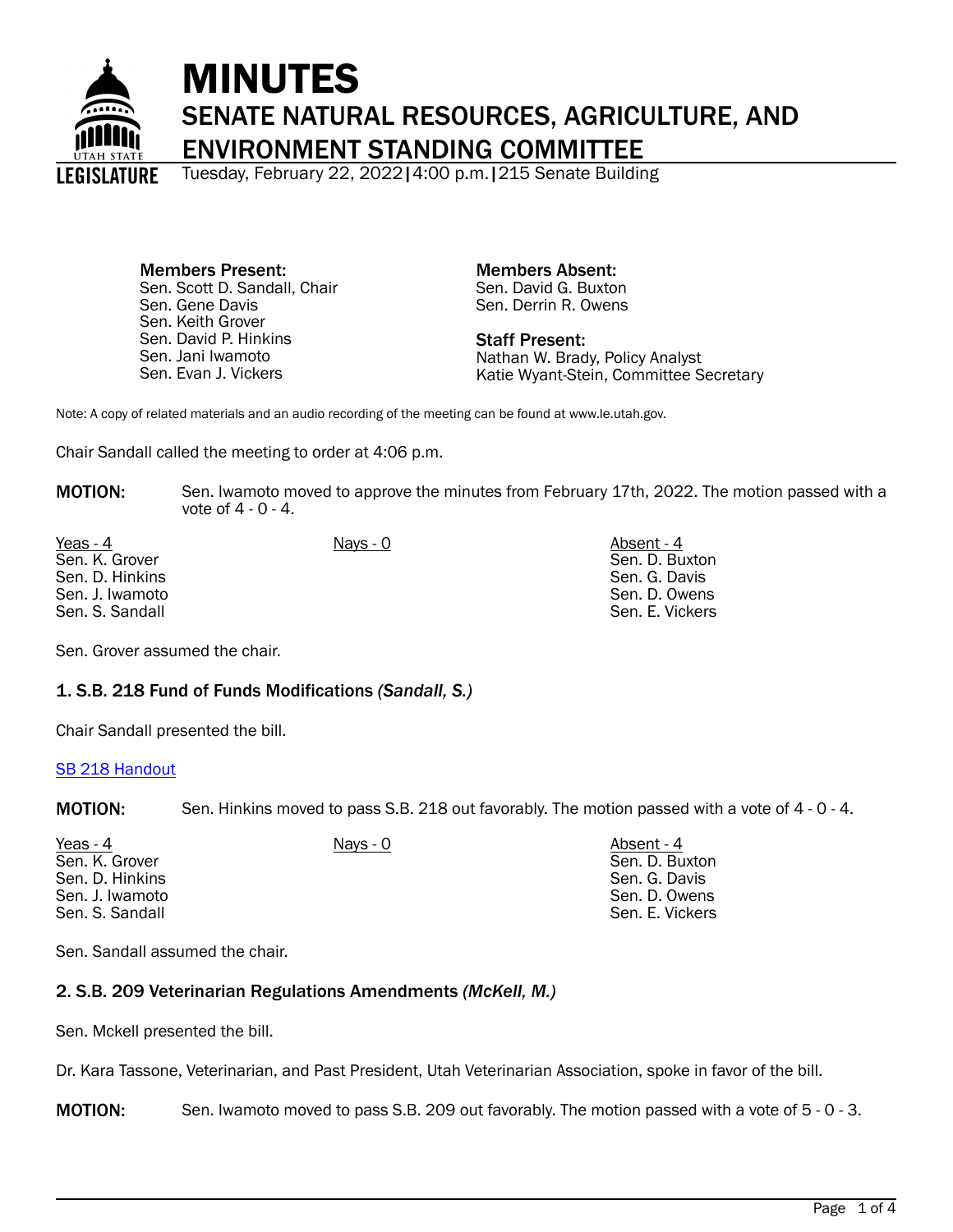# MINUTES

## SENATE NATURAL RESOURCES, AGRICULTURE, AND ENVIRONMENT STANDING COMMITTEE

Tuesday, February 22, 2022 | 4:00 p.m. | 215 Senate Building

**Members Present:**
Sen. Scott D. Sandall, Chair
Sen. Gene Davis
Sen. Keith Grover
Sen. David P. Hinkins
Sen. Jani Iwamoto
Sen. Evan J. Vickers

**Members Absent:**
Sen. David G. Buxton
Sen. Derrin R. Owens

**Staff Present:**
Nathan W. Brady, Policy Analyst
Katie Wyant-Stein, Committee Secretary

Note: A copy of related materials and an audio recording of the meeting can be found at www.le.utah.gov.

Chair Sandall called the meeting to order at 4:06 p.m.

**MOTION:** Sen. Iwamoto moved to approve the minutes from February 17th, 2022. The motion passed with a vote of 4 - 0 - 4.

| Yeas - 4 | Nays - 0 | Absent - 4 |
|---|---|---|
| Sen. K. Grover | | Sen. D. Buxton |
| Sen. D. Hinkins | | Sen. G. Davis |
| Sen. J. Iwamoto | | Sen. D. Owens |
| Sen. S. Sandall | | Sen. E. Vickers |

Sen. Grover assumed the chair.

### 1. S.B. 218 Fund of Funds Modifications *(Sandall, S.)*

Chair Sandall presented the bill.

SB 218 Handout

**MOTION:** Sen. Hinkins moved to pass S.B. 218 out favorably. The motion passed with a vote of 4 - 0 - 4.

| Yeas - 4 | Nays - 0 | Absent - 4 |
|---|---|---|
| Sen. K. Grover | | Sen. D. Buxton |
| Sen. D. Hinkins | | Sen. G. Davis |
| Sen. J. Iwamoto | | Sen. D. Owens |
| Sen. S. Sandall | | Sen. E. Vickers |

Sen. Sandall assumed the chair.

### 2. S.B. 209 Veterinarian Regulations Amendments *(McKell, M.)*

Sen. Mckell presented the bill.

Dr. Kara Tassone, Veterinarian, and Past President, Utah Veterinarian Association, spoke in favor of the bill.

**MOTION:** Sen. Iwamoto moved to pass S.B. 209 out favorably. The motion passed with a vote of 5 - 0 - 3.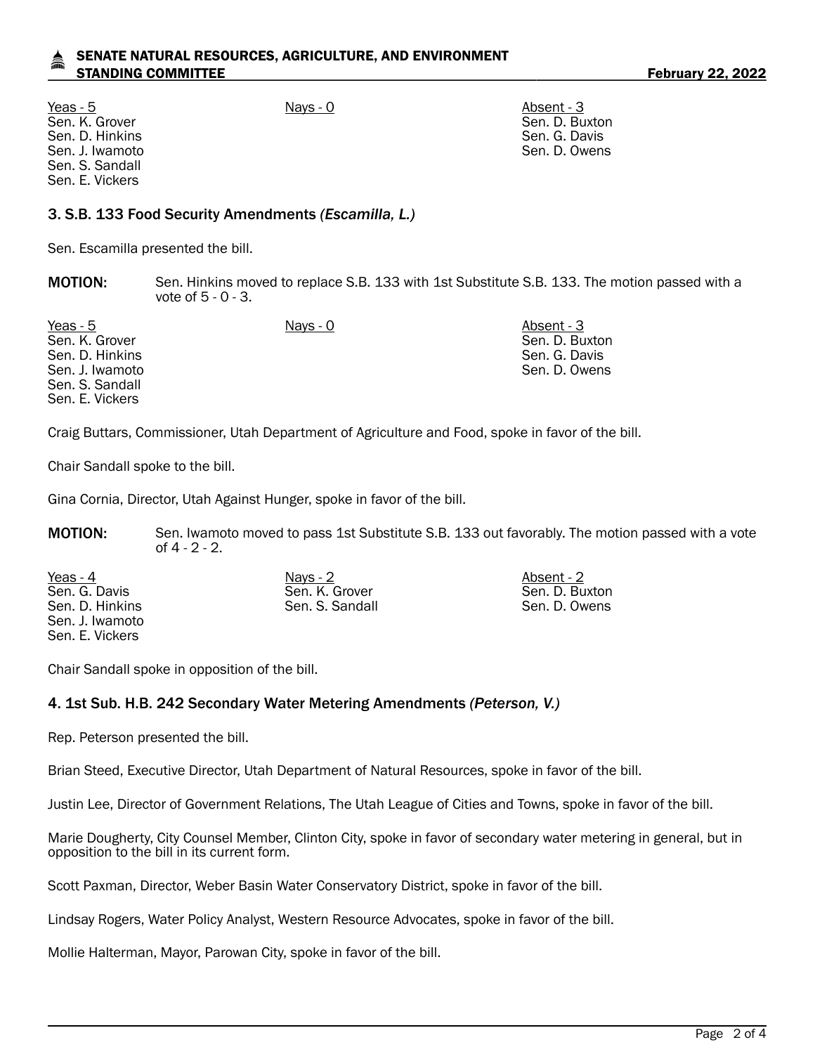| Yeas - 5 | Nays - 0 | Absent - 3 |
| --- | --- | --- |
| Sen. K. Grover | | Sen. D. Buxton |
| Sen. D. Hinkins | | Sen. G. Davis |
| Sen. J. Iwamoto | | Sen. D. Owens |
| Sen. S. Sandall | | |
| Sen. E. Vickers | | |

### 3. S.B. 133 Food Security Amendments *(Escamilla, L.)*

Sen. Escamilla presented the bill.

**MOTION:** Sen. Hinkins moved to replace S.B. 133 with 1st Substitute S.B. 133. The motion passed with a vote of 5 - 0 - 3.

| Yeas - 5 | Nays - 0 | Absent - 3 |
| --- | --- | --- |
| Sen. K. Grover | | Sen. D. Buxton |
| Sen. D. Hinkins | | Sen. G. Davis |
| Sen. J. Iwamoto | | Sen. D. Owens |
| Sen. S. Sandall | | |
| Sen. E. Vickers | | |

Craig Buttars, Commissioner, Utah Department of Agriculture and Food, spoke in favor of the bill.

Chair Sandall spoke to the bill.

Gina Cornia, Director, Utah Against Hunger, spoke in favor of the bill.

**MOTION:** Sen. Iwamoto moved to pass 1st Substitute S.B. 133 out favorably. The motion passed with a vote of 4 - 2 - 2.

| Yeas - 4 | Nays - 2 | Absent - 2 |
| --- | --- | --- |
| Sen. G. Davis | Sen. K. Grover | Sen. D. Buxton |
| Sen. D. Hinkins | Sen. S. Sandall | Sen. D. Owens |
| Sen. J. Iwamoto | | |
| Sen. E. Vickers | | |

Chair Sandall spoke in opposition of the bill.

### 4. 1st Sub. H.B. 242 Secondary Water Metering Amendments *(Peterson, V.)*

Rep. Peterson presented the bill.

Brian Steed, Executive Director, Utah Department of Natural Resources, spoke in favor of the bill.

Justin Lee, Director of Government Relations, The Utah League of Cities and Towns, spoke in favor of the bill.

Marie Dougherty, City Counsel Member, Clinton City, spoke in favor of secondary water metering in general, but in opposition to the bill in its current form.

Scott Paxman, Director, Weber Basin Water Conservatory District, spoke in favor of the bill.

Lindsay Rogers, Water Policy Analyst, Western Resource Advocates, spoke in favor of the bill.

Mollie Halterman, Mayor, Parowan City, spoke in favor of the bill.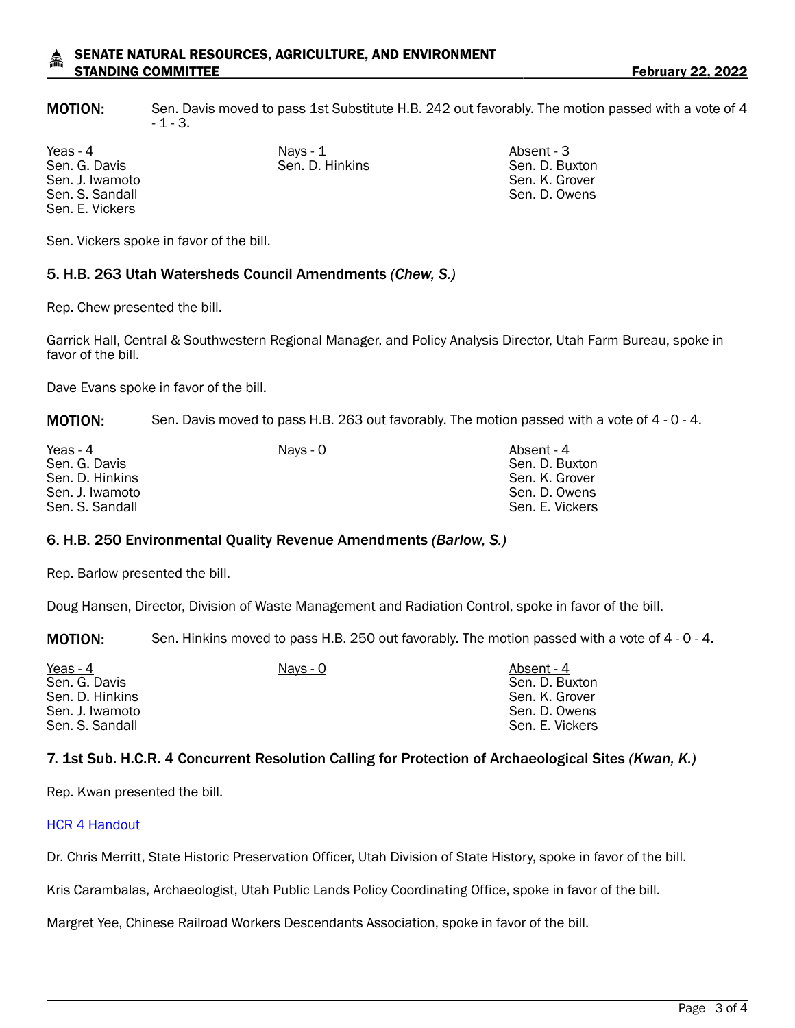**MOTION:** Sen. Davis moved to pass 1st Substitute H.B. 242 out favorably. The motion passed with a vote of 4 - 1 - 3.

| Yeas - 4 | Nays - 1 | Absent - 3 |
|---|---|---|
| Sen. G. Davis | Sen. D. Hinkins | Sen. D. Buxton |
| Sen. J. Iwamoto | | Sen. K. Grover |
| Sen. S. Sandall | | Sen. D. Owens |
| Sen. E. Vickers | | |

Sen. Vickers spoke in favor of the bill.

### 5. H.B. 263 Utah Watersheds Council Amendments *(Chew, S.)*

Rep. Chew presented the bill.

Garrick Hall, Central & Southwestern Regional Manager, and Policy Analysis Director, Utah Farm Bureau, spoke in favor of the bill.

Dave Evans spoke in favor of the bill.

**MOTION:** Sen. Davis moved to pass H.B. 263 out favorably. The motion passed with a vote of 4 - 0 - 4.

| Yeas - 4 | Nays - 0 | Absent - 4 |
|---|---|---|
| Sen. G. Davis | | Sen. D. Buxton |
| Sen. D. Hinkins | | Sen. K. Grover |
| Sen. J. Iwamoto | | Sen. D. Owens |
| Sen. S. Sandall | | Sen. E. Vickers |

### 6. H.B. 250 Environmental Quality Revenue Amendments *(Barlow, S.)*

Rep. Barlow presented the bill.

Doug Hansen, Director, Division of Waste Management and Radiation Control, spoke in favor of the bill.

**MOTION:** Sen. Hinkins moved to pass H.B. 250 out favorably. The motion passed with a vote of 4 - 0 - 4.

| Yeas - 4 | Nays - 0 | Absent - 4 |
|---|---|---|
| Sen. G. Davis | | Sen. D. Buxton |
| Sen. D. Hinkins | | Sen. K. Grover |
| Sen. J. Iwamoto | | Sen. D. Owens |
| Sen. S. Sandall | | Sen. E. Vickers |

### 7. 1st Sub. H.C.R. 4 Concurrent Resolution Calling for Protection of Archaeological Sites *(Kwan, K.)*

Rep. Kwan presented the bill.

HCR 4 Handout

Dr. Chris Merritt, State Historic Preservation Officer, Utah Division of State History, spoke in favor of the bill.

Kris Carambalas, Archaeologist, Utah Public Lands Policy Coordinating Office, spoke in favor of the bill.

Margret Yee, Chinese Railroad Workers Descendants Association, spoke in favor of the bill.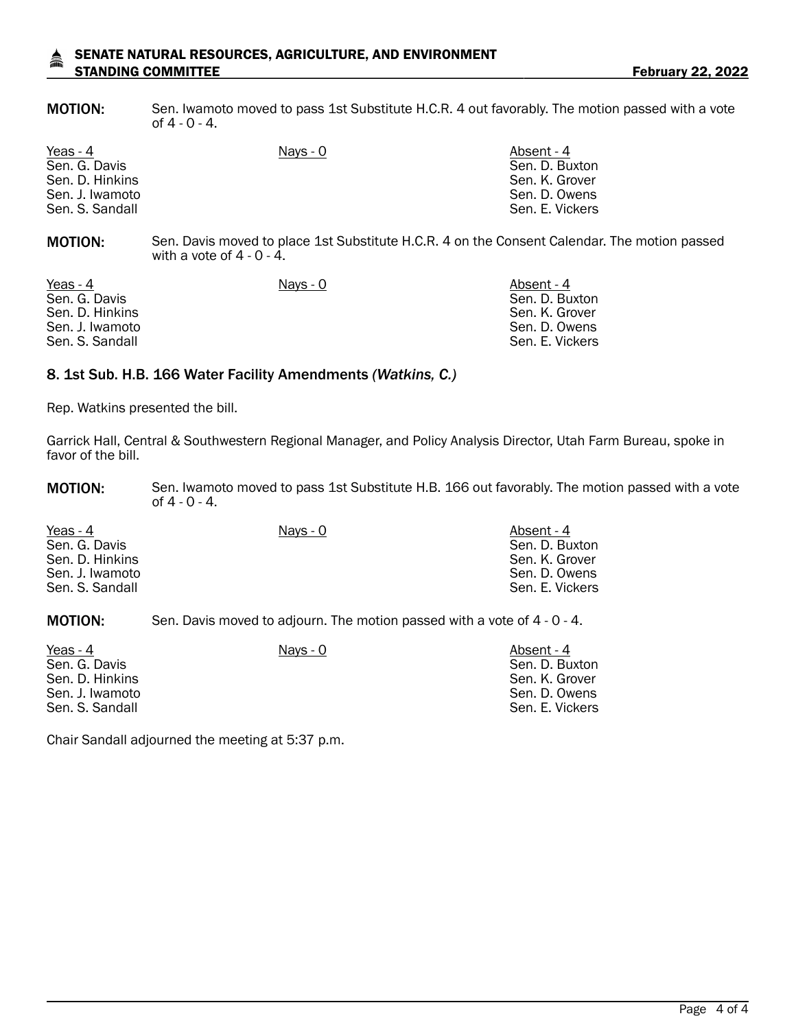**MOTION:** Sen. Iwamoto moved to pass 1st Substitute H.C.R. 4 out favorably. The motion passed with a vote of 4 - 0 - 4.

| Yeas - 4 | Nays - 0 | Absent - 4 |
|---|---|---|
| Sen. G. Davis | | Sen. D. Buxton |
| Sen. D. Hinkins | | Sen. K. Grover |
| Sen. J. Iwamoto | | Sen. D. Owens |
| Sen. S. Sandall | | Sen. E. Vickers |

**MOTION:** Sen. Davis moved to place 1st Substitute H.C.R. 4 on the Consent Calendar. The motion passed with a vote of 4 - 0 - 4.

| Yeas - 4 | Nays - 0 | Absent - 4 |
|---|---|---|
| Sen. G. Davis | | Sen. D. Buxton |
| Sen. D. Hinkins | | Sen. K. Grover |
| Sen. J. Iwamoto | | Sen. D. Owens |
| Sen. S. Sandall | | Sen. E. Vickers |

## 8. 1st Sub. H.B. 166 Water Facility Amendments *(Watkins, C.)*

Rep. Watkins presented the bill.

Garrick Hall, Central & Southwestern Regional Manager, and Policy Analysis Director, Utah Farm Bureau, spoke in favor of the bill.

**MOTION:** Sen. Iwamoto moved to pass 1st Substitute H.B. 166 out favorably. The motion passed with a vote of 4 - 0 - 4.

| Yeas - 4 | Nays - 0 | Absent - 4 |
|---|---|---|
| Sen. G. Davis | | Sen. D. Buxton |
| Sen. D. Hinkins | | Sen. K. Grover |
| Sen. J. Iwamoto | | Sen. D. Owens |
| Sen. S. Sandall | | Sen. E. Vickers |

**MOTION:** Sen. Davis moved to adjourn. The motion passed with a vote of 4 - 0 - 4.

| Yeas - 4 | Nays - 0 | Absent - 4 |
|---|---|---|
| Sen. G. Davis | | Sen. D. Buxton |
| Sen. D. Hinkins | | Sen. K. Grover |
| Sen. J. Iwamoto | | Sen. D. Owens |
| Sen. S. Sandall | | Sen. E. Vickers |

Chair Sandall adjourned the meeting at 5:37 p.m.